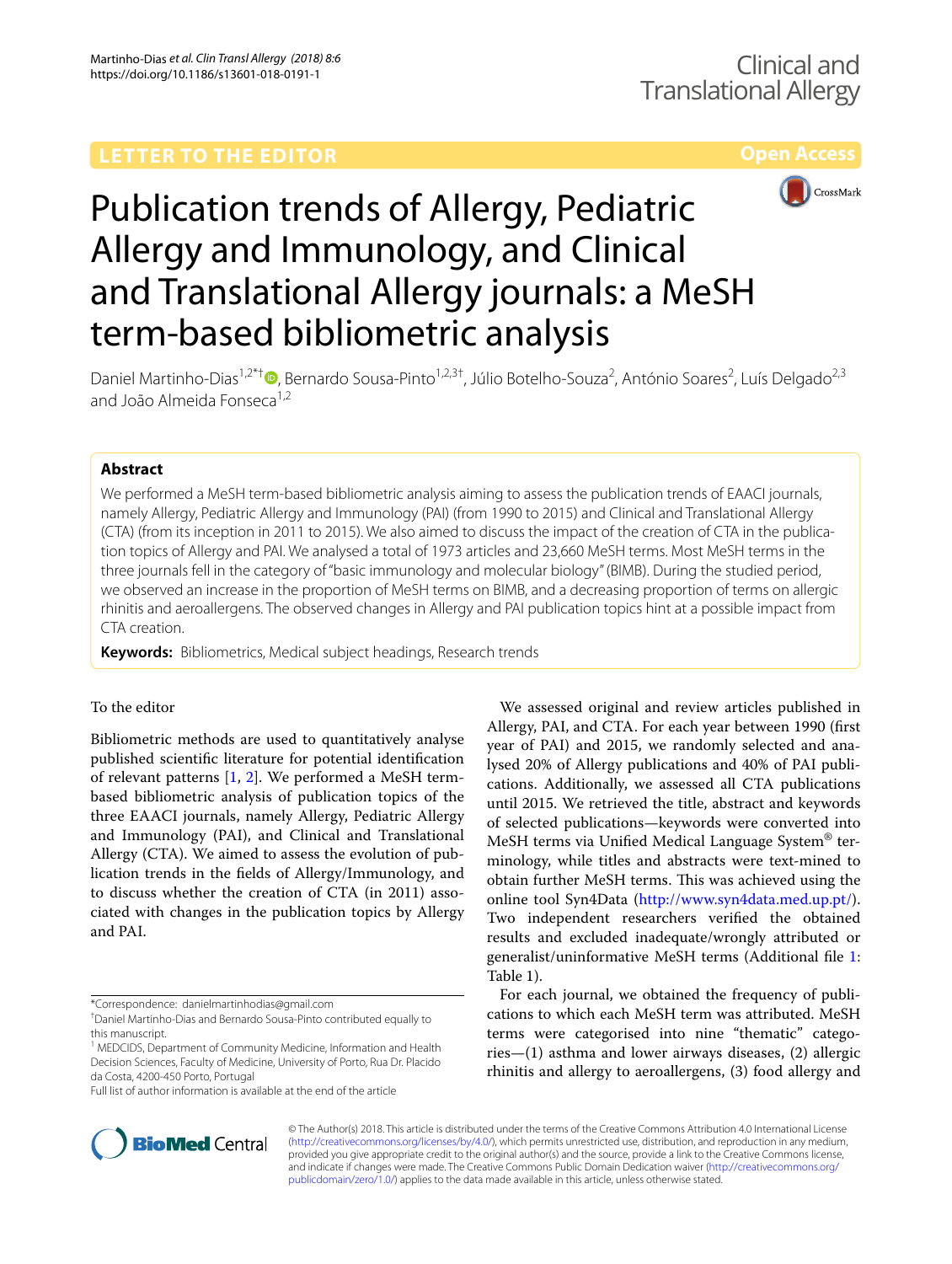LETTER TO THE EDITOR

Open Access

# Publication trends of Allergy, Pediatric Allergy and Immunology, and Clinical and Translational Allergy journals: a MeSH term-based bibliometric analysis

Daniel Martinho-Dias[1,2*†], Bernardo Sousa-Pinto[1,2,3†], Júlio Botelho-Souza[2], António Soares[2], Luís Delgado[2,3] and João Almeida Fonseca[1,2]

## Abstract

We performed a MeSH term-based bibliometric analysis aiming to assess the publication trends of EAACI journals, namely Allergy, Pediatric Allergy and Immunology (PAI) (from 1990 to 2015) and Clinical and Translational Allergy (CTA) (from its inception in 2011 to 2015). We also aimed to discuss the impact of the creation of CTA in the publication topics of Allergy and PAI. We analysed a total of 1973 articles and 23,660 MeSH terms. Most MeSH terms in the three journals fell in the category of "basic immunology and molecular biology" (BIMB). During the studied period, we observed an increase in the proportion of MeSH terms on BIMB, and a decreasing proportion of terms on allergic rhinitis and aeroallergens. The observed changes in Allergy and PAI publication topics hint at a possible impact from CTA creation.

**Keywords:** Bibliometrics, Medical subject headings, Research trends

To the editor

Bibliometric methods are used to quantitatively analyse published scientific literature for potential identification of relevant patterns [1, 2]. We performed a MeSH term-based bibliometric analysis of publication topics of the three EAACI journals, namely Allergy, Pediatric Allergy and Immunology (PAI), and Clinical and Translational Allergy (CTA). We aimed to assess the evolution of publication trends in the fields of Allergy/Immunology, and to discuss whether the creation of CTA (in 2011) associated with changes in the publication topics by Allergy and PAI.

We assessed original and review articles published in Allergy, PAI, and CTA. For each year between 1990 (first year of PAI) and 2015, we randomly selected and analysed 20% of Allergy publications and 40% of PAI publications. Additionally, we assessed all CTA publications until 2015. We retrieved the title, abstract and keywords of selected publications—keywords were converted into MeSH terms via Unified Medical Language System® terminology, while titles and abstracts were text-mined to obtain further MeSH terms. This was achieved using the online tool Syn4Data (http://www.syn4data.med.up.pt/). Two independent researchers verified the obtained results and excluded inadequate/wrongly attributed or generalist/uninformative MeSH terms (Additional file 1: Table 1).

For each journal, we obtained the frequency of publications to which each MeSH term was attributed. MeSH terms were categorised into nine "thematic" categories—(1) asthma and lower airways diseases, (2) allergic rhinitis and allergy to aeroallergens, (3) food allergy and

*Correspondence: danielmartinhodias@gmail.com

†Daniel Martinho-Dias and Bernardo Sousa-Pinto contributed equally to this manuscript.

[1] MEDCIDS, Department of Community Medicine, Information and Health Decision Sciences, Faculty of Medicine, University of Porto, Rua Dr. Placido da Costa, 4200-450 Porto, Portugal

Full list of author information is available at the end of the article

© The Author(s) 2018. This article is distributed under the terms of the Creative Commons Attribution 4.0 International License (http://creativecommons.org/licenses/by/4.0/), which permits unrestricted use, distribution, and reproduction in any medium, provided you give appropriate credit to the original author(s) and the source, provide a link to the Creative Commons license, and indicate if changes were made. The Creative Commons Public Domain Dedication waiver (http://creativecommons.org/publicdomain/zero/1.0/) applies to the data made available in this article, unless otherwise stated.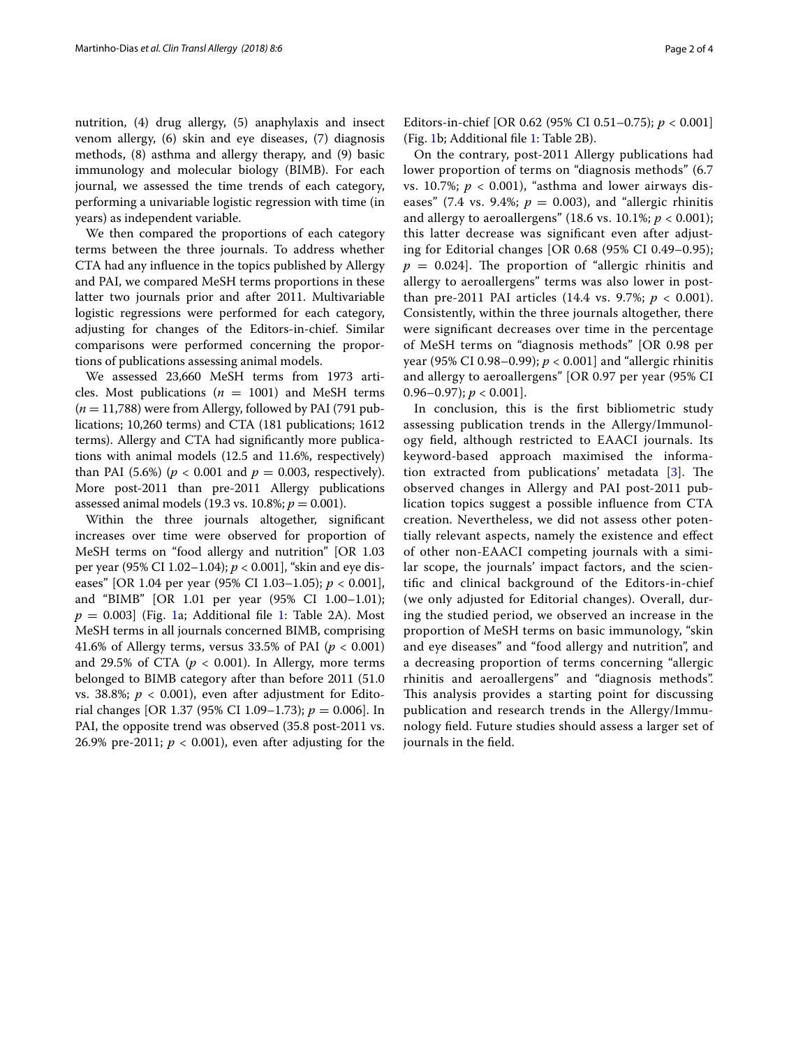nutrition, (4) drug allergy, (5) anaphylaxis and insect venom allergy, (6) skin and eye diseases, (7) diagnosis methods, (8) asthma and allergy therapy, and (9) basic immunology and molecular biology (BIMB). For each journal, we assessed the time trends of each category, performing a univariable logistic regression with time (in years) as independent variable.

We then compared the proportions of each category terms between the three journals. To address whether CTA had any influence in the topics published by Allergy and PAI, we compared MeSH terms proportions in these latter two journals prior and after 2011. Multivariable logistic regressions were performed for each category, adjusting for changes of the Editors-in-chief. Similar comparisons were performed concerning the proportions of publications assessing animal models.

We assessed 23,660 MeSH terms from 1973 articles. Most publications ($n = 1001$) and MeSH terms ($n = 11{,}788$) were from Allergy, followed by PAI (791 publications; 10,260 terms) and CTA (181 publications; 1612 terms). Allergy and CTA had significantly more publications with animal models (12.5 and 11.6%, respectively) than PAI (5.6%) ($p < 0.001$ and $p = 0.003$, respectively). More post-2011 than pre-2011 Allergy publications assessed animal models (19.3 vs. 10.8%; $p = 0.001$).

Within the three journals altogether, significant increases over time were observed for proportion of MeSH terms on "food allergy and nutrition" [OR 1.03 per year (95% CI 1.02–1.04); $p < 0.001$], "skin and eye diseases" [OR 1.04 per year (95% CI 1.03–1.05); $p < 0.001$], and "BIMB" [OR 1.01 per year (95% CI 1.00–1.01); $p = 0.003$] (Fig. 1a; Additional file 1: Table 2A). Most MeSH terms in all journals concerned BIMB, comprising 41.6% of Allergy terms, versus 33.5% of PAI ($p < 0.001$) and 29.5% of CTA ($p < 0.001$). In Allergy, more terms belonged to BIMB category after than before 2011 (51.0 vs. 38.8%; $p < 0.001$), even after adjustment for Editorial changes [OR 1.37 (95% CI 1.09–1.73); $p = 0.006$]. In PAI, the opposite trend was observed (35.8 post-2011 vs. 26.9% pre-2011; $p < 0.001$), even after adjusting for the Editors-in-chief [OR 0.62 (95% CI 0.51–0.75); $p < 0.001$] (Fig. 1b; Additional file 1: Table 2B).

On the contrary, post-2011 Allergy publications had lower proportion of terms on "diagnosis methods" (6.7 vs. 10.7%; $p < 0.001$), "asthma and lower airways diseases" (7.4 vs. 9.4%; $p = 0.003$), and "allergic rhinitis and allergy to aeroallergens" (18.6 vs. 10.1%; $p < 0.001$); this latter decrease was significant even after adjusting for Editorial changes [OR 0.68 (95% CI 0.49–0.95); $p = 0.024$]. The proportion of "allergic rhinitis and allergy to aeroallergens" terms was also lower in post-than pre-2011 PAI articles (14.4 vs. 9.7%; $p < 0.001$). Consistently, within the three journals altogether, there were significant decreases over time in the percentage of MeSH terms on "diagnosis methods" [OR 0.98 per year (95% CI 0.98–0.99); $p < 0.001$] and "allergic rhinitis and allergy to aeroallergens" [OR 0.97 per year (95% CI 0.96–0.97); $p < 0.001$].

In conclusion, this is the first bibliometric study assessing publication trends in the Allergy/Immunology field, although restricted to EAACI journals. Its keyword-based approach maximised the information extracted from publications' metadata [3]. The observed changes in Allergy and PAI post-2011 publication topics suggest a possible influence from CTA creation. Nevertheless, we did not assess other potentially relevant aspects, namely the existence and effect of other non-EAACI competing journals with a similar scope, the journals' impact factors, and the scientific and clinical background of the Editors-in-chief (we only adjusted for Editorial changes). Overall, during the studied period, we observed an increase in the proportion of MeSH terms on basic immunology, "skin and eye diseases" and "food allergy and nutrition", and a decreasing proportion of terms concerning "allergic rhinitis and aeroallergens" and "diagnosis methods". This analysis provides a starting point for discussing publication and research trends in the Allergy/Immunology field. Future studies should assess a larger set of journals in the field.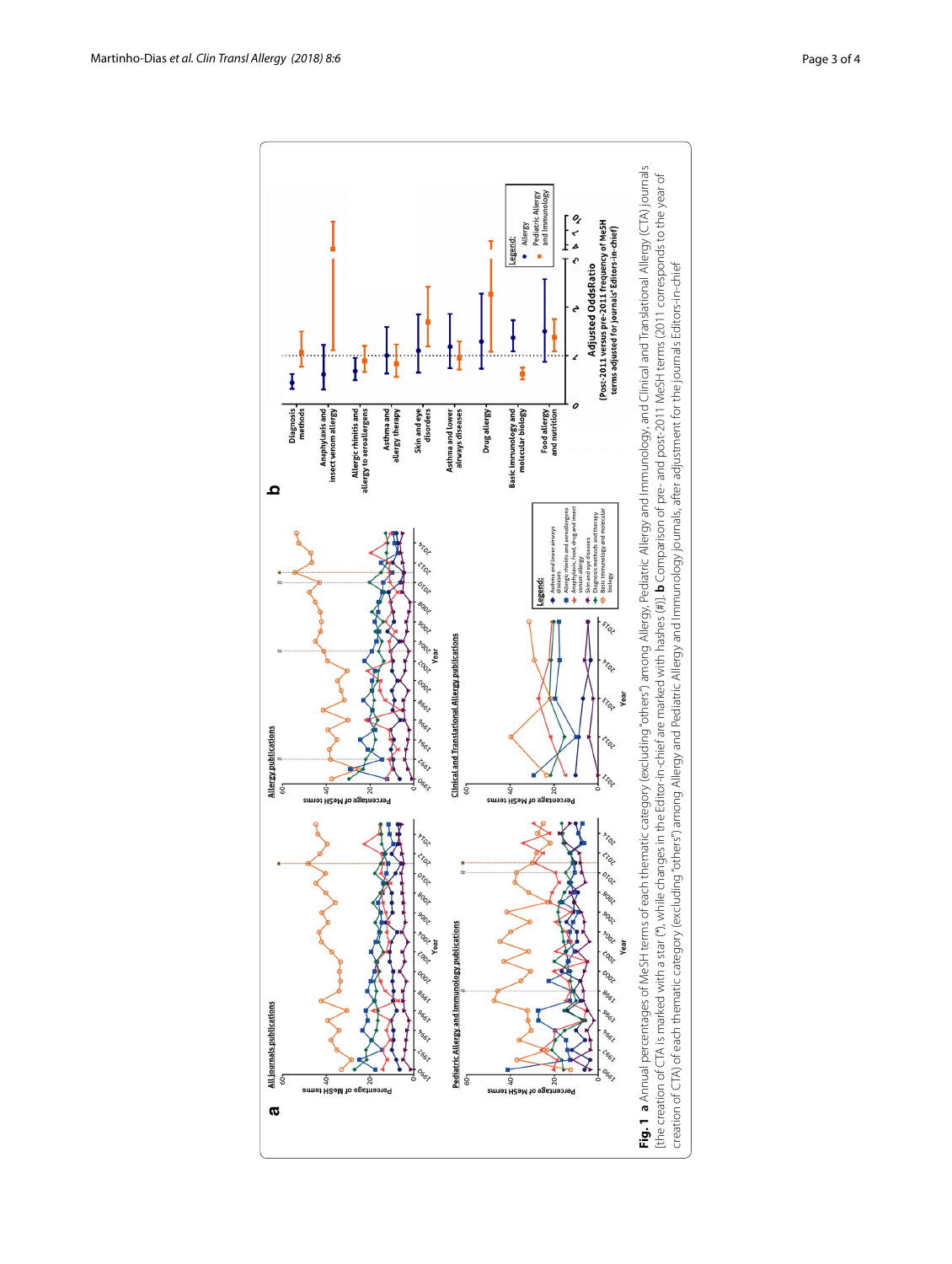**Fig. 1** **a** Annual percentages of MeSH terms of each thematic category (excluding "others") among Allergy, Pediatric Allergy and Immunology, and Clinical and Translational Allergy (CTA) journals [the creation of CTA is marked with a star (*), while changes in the Editor-in-chief are marked with hashes (#)]. **b** Comparison of pre- and post-2011 MeSH terms (2011 corresponds to the year of creation of CTA) of each thematic category (excluding "others") among Allergy and Pediatric Allergy and Immunology journals, after adjustment for the journals Editors-in-chief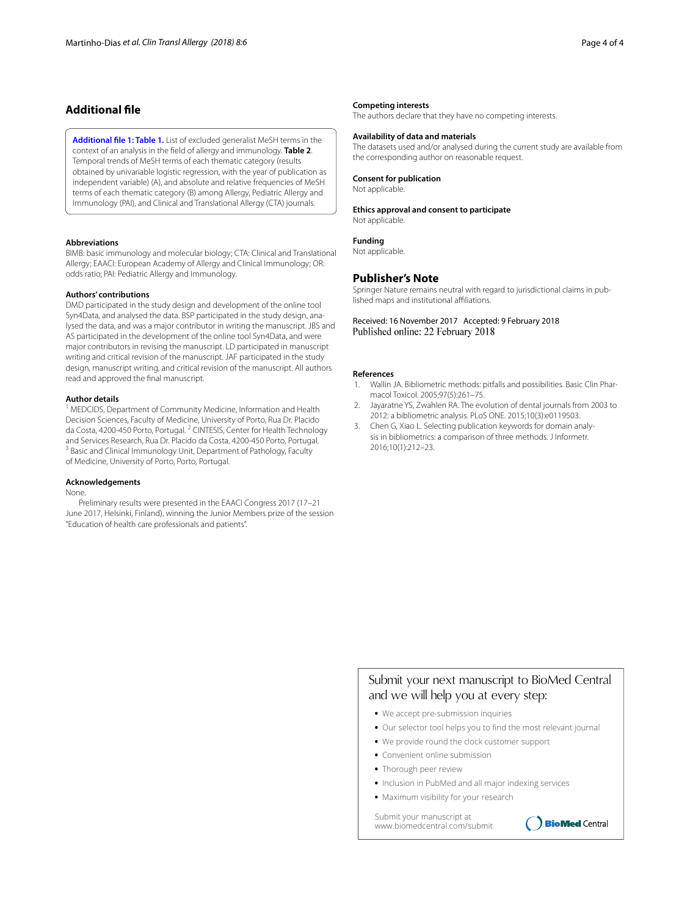## Additional file

**Additional file 1: Table 1.** List of excluded generalist MeSH terms in the context of an analysis in the field of allergy and immunology. **Table 2**. Temporal trends of MeSH terms of each thematic category (results obtained by univariable logistic regression, with the year of publication as independent variable) (A), and absolute and relative frequencies of MeSH terms of each thematic category (B) among Allergy, Pediatric Allergy and Immunology (PAI), and Clinical and Translational Allergy (CTA) journals.

### Abbreviations

BIMB: basic immunology and molecular biology; CTA: Clinical and Translational Allergy; EAACI: European Academy of Allergy and Clinical Immunology; OR: odds ratio; PAI: Pediatric Allergy and Immunology.

### Authors' contributions

DMD participated in the study design and development of the online tool Syn4Data, and analysed the data. BSP participated in the study design, analysed the data, and was a major contributor in writing the manuscript. JBS and AS participated in the development of the online tool Syn4Data, and were major contributors in revising the manuscript. LD participated in manuscript writing and critical revision of the manuscript. JAF participated in the study design, manuscript writing, and critical revision of the manuscript. All authors read and approved the final manuscript.

### Author details

[1] MEDCIDS, Department of Community Medicine, Information and Health Decision Sciences, Faculty of Medicine, University of Porto, Rua Dr. Placido da Costa, 4200-450 Porto, Portugal. [2] CINTESIS, Center for Health Technology and Services Research, Rua Dr. Placido da Costa, 4200-450 Porto, Portugal. [3] Basic and Clinical Immunology Unit, Department of Pathology, Faculty of Medicine, University of Porto, Porto, Portugal.

### Acknowledgements

None.

Preliminary results were presented in the EAACI Congress 2017 (17–21 June 2017, Helsinki, Finland), winning the Junior Members prize of the session "Education of health care professionals and patients".

### Competing interests

The authors declare that they have no competing interests.

### Availability of data and materials

The datasets used and/or analysed during the current study are available from the corresponding author on reasonable request.

### Consent for publication

Not applicable.

### Ethics approval and consent to participate

Not applicable.

### Funding

Not applicable.

## Publisher's Note

Springer Nature remains neutral with regard to jurisdictional claims in published maps and institutional affiliations.

Received: 16 November 2017 Accepted: 9 February 2018
Published online: 22 February 2018

### References

1. Wallin JA. Bibliometric methods: pitfalls and possibilities. Basic Clin Pharmacol Toxicol. 2005;97(5):261–75.
2. Jayaratne YS, Zwahlen RA. The evolution of dental journals from 2003 to 2012: a bibliometric analysis. PLoS ONE. 2015;10(3):e0119503.
3. Chen G, Xiao L. Selecting publication keywords for domain analysis in bibliometrics: a comparison of three methods. J Informetr. 2016;10(1):212–23.

Submit your next manuscript to BioMed Central and we will help you at every step:

- We accept pre-submission inquiries
- Our selector tool helps you to find the most relevant journal
- We provide round the clock customer support
- Convenient online submission
- Thorough peer review
- Inclusion in PubMed and all major indexing services
- Maximum visibility for your research

Submit your manuscript at www.biomedcentral.com/submit

BioMed Central